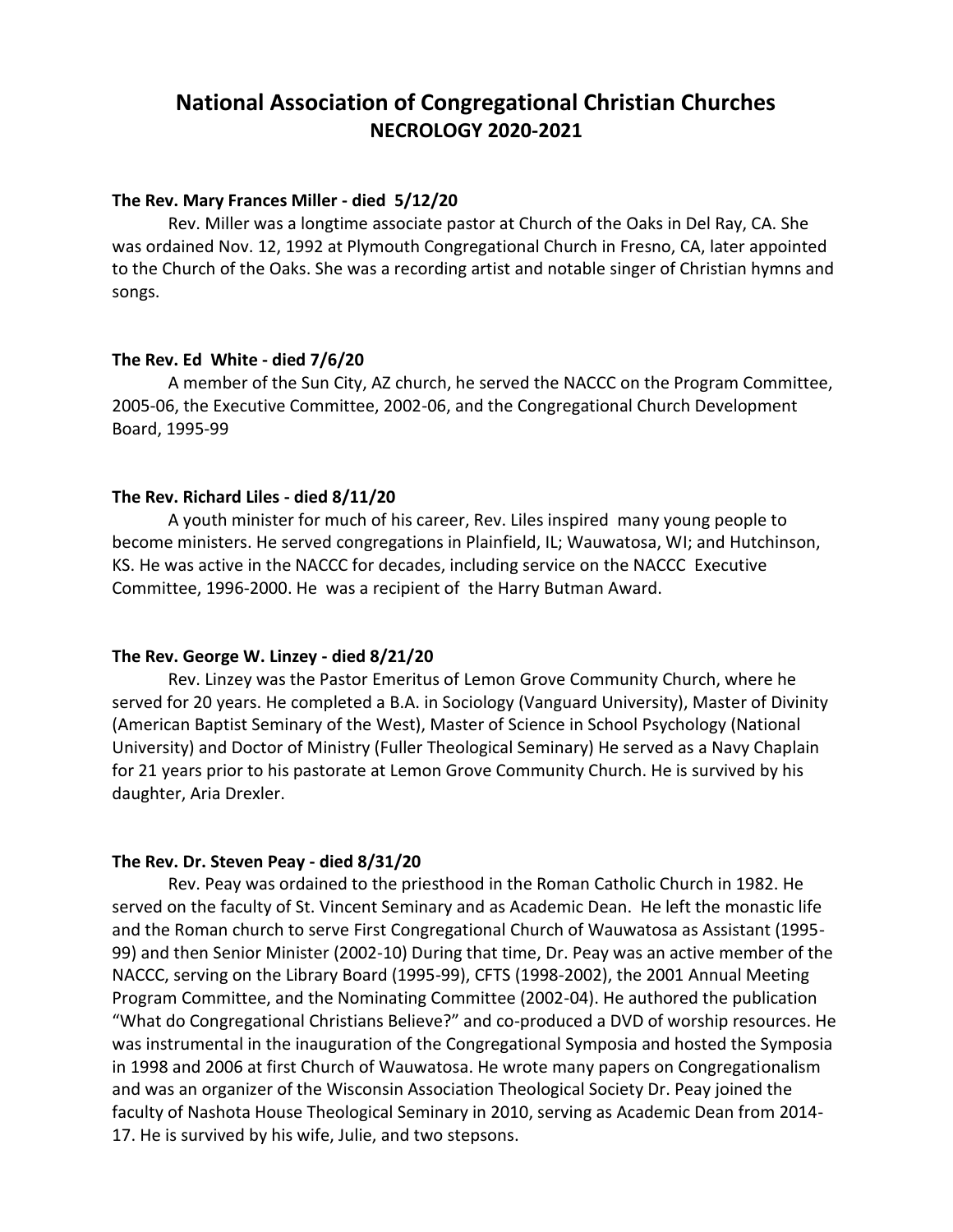# National Association of Congregational Christian Churches
## NECROLOGY 2020-2021

**The Rev. Mary Frances Miller - died 5/12/20**

Rev. Miller was a longtime associate pastor at Church of the Oaks in Del Ray, CA. She was ordained Nov. 12, 1992 at Plymouth Congregational Church in Fresno, CA, later appointed to the Church of the Oaks. She was a recording artist and notable singer of Christian hymns and songs.

**The Rev. Ed White - died 7/6/20**

A member of the Sun City, AZ church, he served the NACCC on the Program Committee, 2005-06, the Executive Committee, 2002-06, and the Congregational Church Development Board, 1995-99

**The Rev. Richard Liles - died 8/11/20**

A youth minister for much of his career, Rev. Liles inspired many young people to become ministers. He served congregations in Plainfield, IL; Wauwatosa, WI; and Hutchinson, KS. He was active in the NACCC for decades, including service on the NACCC Executive Committee, 1996-2000. He was a recipient of the Harry Butman Award.

**The Rev. George W. Linzey - died 8/21/20**

Rev. Linzey was the Pastor Emeritus of Lemon Grove Community Church, where he served for 20 years. He completed a B.A. in Sociology (Vanguard University), Master of Divinity (American Baptist Seminary of the West), Master of Science in School Psychology (National University) and Doctor of Ministry (Fuller Theological Seminary) He served as a Navy Chaplain for 21 years prior to his pastorate at Lemon Grove Community Church. He is survived by his daughter, Aria Drexler.

**The Rev. Dr. Steven Peay - died 8/31/20**

Rev. Peay was ordained to the priesthood in the Roman Catholic Church in 1982. He served on the faculty of St. Vincent Seminary and as Academic Dean. He left the monastic life and the Roman church to serve First Congregational Church of Wauwatosa as Assistant (1995-99) and then Senior Minister (2002-10) During that time, Dr. Peay was an active member of the NACCC, serving on the Library Board (1995-99), CFTS (1998-2002), the 2001 Annual Meeting Program Committee, and the Nominating Committee (2002-04). He authored the publication "What do Congregational Christians Believe?" and co-produced a DVD of worship resources. He was instrumental in the inauguration of the Congregational Symposia and hosted the Symposia in 1998 and 2006 at first Church of Wauwatosa. He wrote many papers on Congregationalism and was an organizer of the Wisconsin Association Theological Society Dr. Peay joined the faculty of Nashota House Theological Seminary in 2010, serving as Academic Dean from 2014-17. He is survived by his wife, Julie, and two stepsons.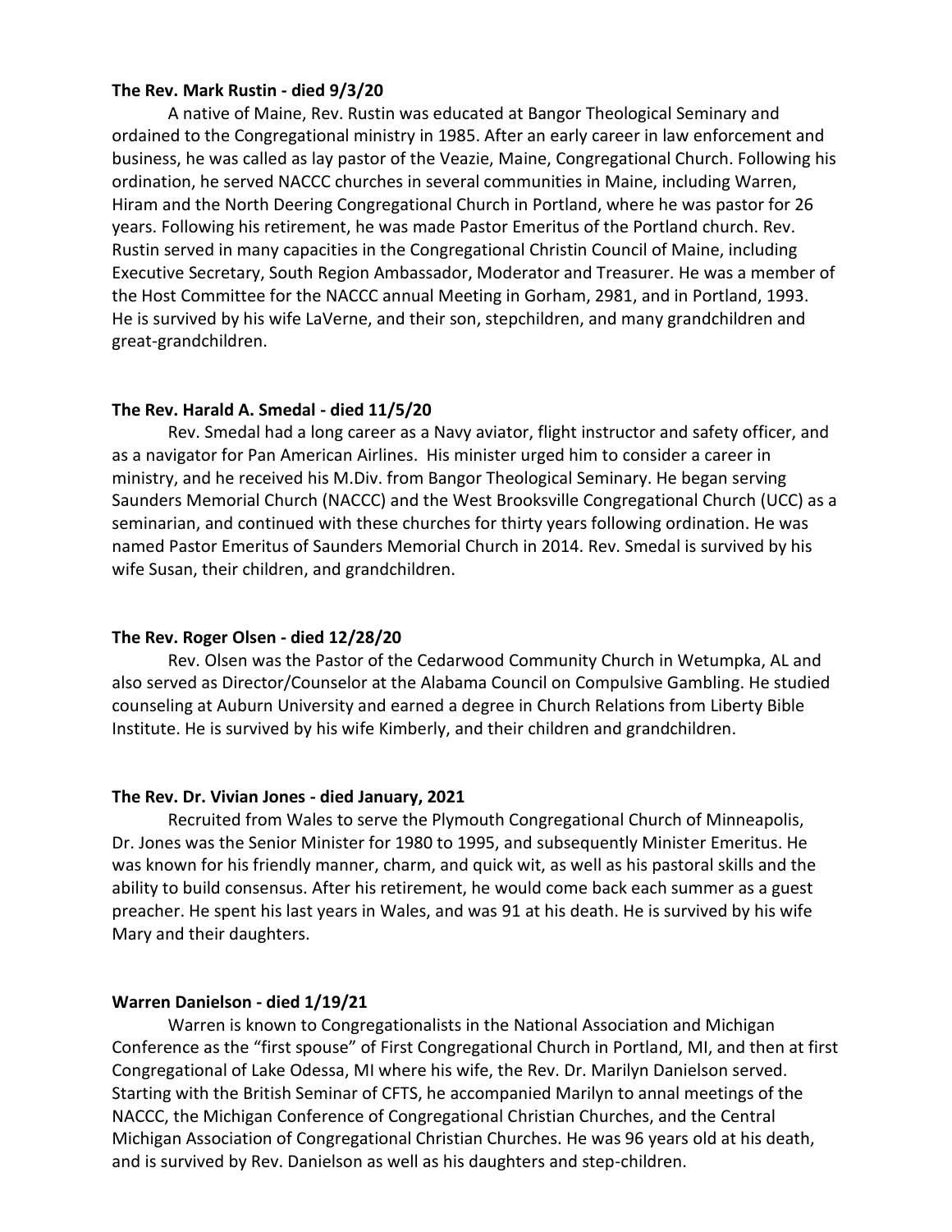**The Rev. Mark Rustin - died 9/3/20**

A native of Maine, Rev. Rustin was educated at Bangor Theological Seminary and ordained to the Congregational ministry in 1985. After an early career in law enforcement and business, he was called as lay pastor of the Veazie, Maine, Congregational Church. Following his ordination, he served NACCC churches in several communities in Maine, including Warren, Hiram and the North Deering Congregational Church in Portland, where he was pastor for 26 years. Following his retirement, he was made Pastor Emeritus of the Portland church. Rev. Rustin served in many capacities in the Congregational Christin Council of Maine, including Executive Secretary, South Region Ambassador, Moderator and Treasurer. He was a member of the Host Committee for the NACCC annual Meeting in Gorham, 2981, and in Portland, 1993. He is survived by his wife LaVerne, and their son, stepchildren, and many grandchildren and great-grandchildren.

**The Rev. Harald A. Smedal - died 11/5/20**

Rev. Smedal had a long career as a Navy aviator, flight instructor and safety officer, and as a navigator for Pan American Airlines. His minister urged him to consider a career in ministry, and he received his M.Div. from Bangor Theological Seminary. He began serving Saunders Memorial Church (NACCC) and the West Brooksville Congregational Church (UCC) as a seminarian, and continued with these churches for thirty years following ordination. He was named Pastor Emeritus of Saunders Memorial Church in 2014. Rev. Smedal is survived by his wife Susan, their children, and grandchildren.

**The Rev. Roger Olsen - died 12/28/20**

Rev. Olsen was the Pastor of the Cedarwood Community Church in Wetumpka, AL and also served as Director/Counselor at the Alabama Council on Compulsive Gambling. He studied counseling at Auburn University and earned a degree in Church Relations from Liberty Bible Institute. He is survived by his wife Kimberly, and their children and grandchildren.

**The Rev. Dr. Vivian Jones - died January, 2021**

Recruited from Wales to serve the Plymouth Congregational Church of Minneapolis, Dr. Jones was the Senior Minister for 1980 to 1995, and subsequently Minister Emeritus. He was known for his friendly manner, charm, and quick wit, as well as his pastoral skills and the ability to build consensus. After his retirement, he would come back each summer as a guest preacher. He spent his last years in Wales, and was 91 at his death. He is survived by his wife Mary and their daughters.

**Warren Danielson - died 1/19/21**

Warren is known to Congregationalists in the National Association and Michigan Conference as the "first spouse" of First Congregational Church in Portland, MI, and then at first Congregational of Lake Odessa, MI where his wife, the Rev. Dr. Marilyn Danielson served. Starting with the British Seminar of CFTS, he accompanied Marilyn to annal meetings of the NACCC, the Michigan Conference of Congregational Christian Churches, and the Central Michigan Association of Congregational Christian Churches. He was 96 years old at his death, and is survived by Rev. Danielson as well as his daughters and step-children.